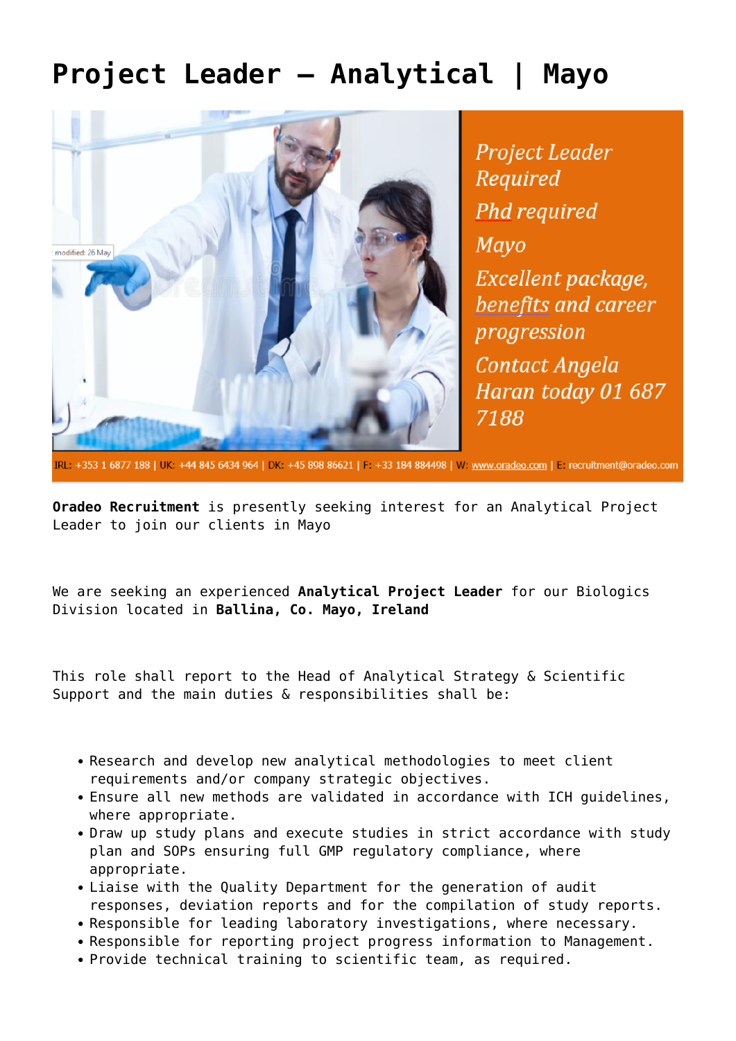# Project Leader – Analytical | Mayo

*Project Leader Required*

*Phd required*

*Mayo*

*Excellent package, benefits and career progression*

*Contact Angela Haran today 01 687 7188*

IRL: +353 1 6877 188 | UK: +44 845 6434 964 | DK: +45 898 86621 | F: +33 184 884498 | W: www.oradeo.com | E: recruitment@oradeo.com

**Oradeo Recruitment** is presently seeking interest for an Analytical Project Leader to join our clients in Mayo

We are seeking an experienced **Analytical Project Leader** for our Biologics Division located in **Ballina, Co. Mayo, Ireland**

This role shall report to the Head of Analytical Strategy & Scientific Support and the main duties & responsibilities shall be:

- Research and develop new analytical methodologies to meet client requirements and/or company strategic objectives.
- Ensure all new methods are validated in accordance with ICH guidelines, where appropriate.
- Draw up study plans and execute studies in strict accordance with study plan and SOPs ensuring full GMP regulatory compliance, where appropriate.
- Liaise with the Quality Department for the generation of audit responses, deviation reports and for the compilation of study reports.
- Responsible for leading laboratory investigations, where necessary.
- Responsible for reporting project progress information to Management.
- Provide technical training to scientific team, as required.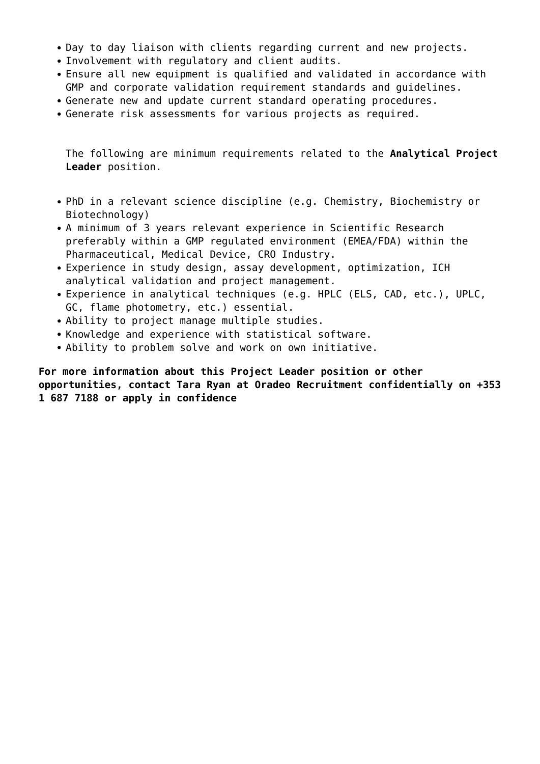- Day to day liaison with clients regarding current and new projects.
- Involvement with regulatory and client audits.
- Ensure all new equipment is qualified and validated in accordance with GMP and corporate validation requirement standards and guidelines.
- Generate new and update current standard operating procedures.
- Generate risk assessments for various projects as required.

The following are minimum requirements related to the **Analytical Project Leader** position.

- PhD in a relevant science discipline (e.g. Chemistry, Biochemistry or Biotechnology)
- A minimum of 3 years relevant experience in Scientific Research preferably within a GMP regulated environment (EMEA/FDA) within the Pharmaceutical, Medical Device, CRO Industry.
- Experience in study design, assay development, optimization, ICH analytical validation and project management.
- Experience in analytical techniques (e.g. HPLC (ELS, CAD, etc.), UPLC, GC, flame photometry, etc.) essential.
- Ability to project manage multiple studies.
- Knowledge and experience with statistical software.
- Ability to problem solve and work on own initiative.

**For more information about this Project Leader position or other opportunities, contact Tara Ryan at Oradeo Recruitment confidentially on +353 1 687 7188 or apply in confidence**